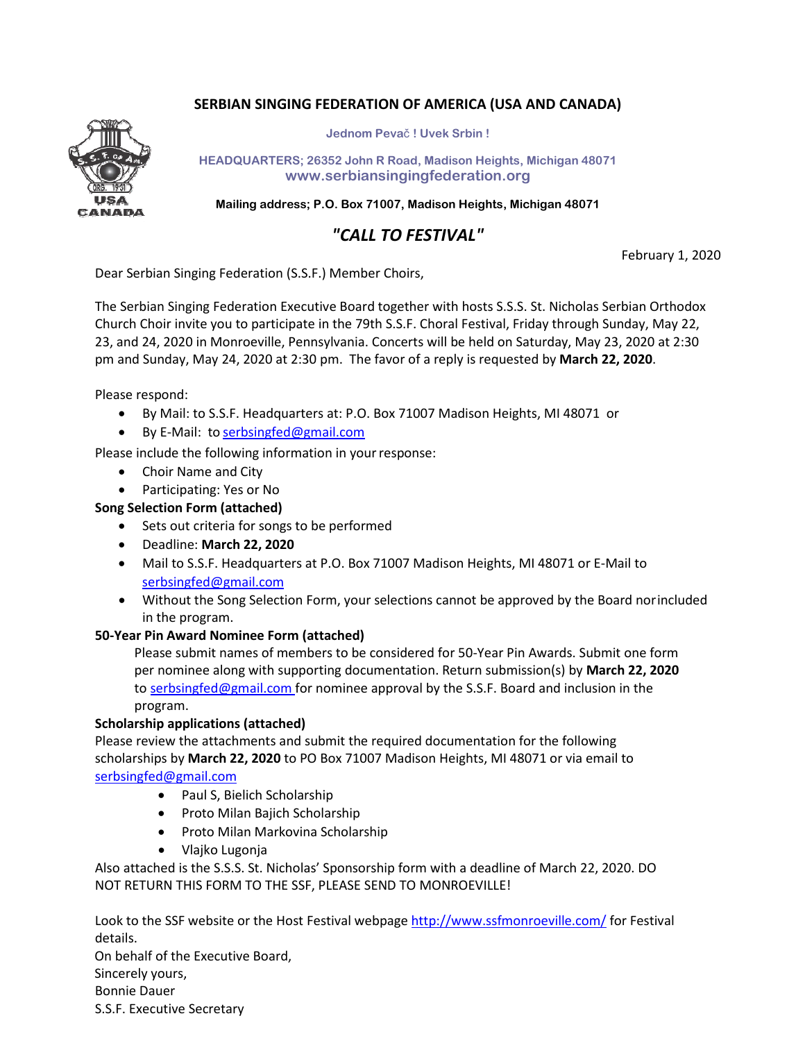# SERBIAN SINGING FEDERATION OF AMERICA (USA AND CANADA)

**Jednom Pevač ! Uvek Srbin !**

**HEADQUARTERS; 26352 John R Road, Madison Heights, Michigan 48071**
**www.serbiansingingfederation.org**

**Mailing address; P.O. Box 71007, Madison Heights, Michigan 48071**

## *"CALL TO FESTIVAL"*

February 1, 2020

Dear Serbian Singing Federation (S.S.F.) Member Choirs,

The Serbian Singing Federation Executive Board together with hosts S.S.S. St. Nicholas Serbian Orthodox Church Choir invite you to participate in the 79th S.S.F. Choral Festival, Friday through Sunday, May 22, 23, and 24, 2020 in Monroeville, Pennsylvania. Concerts will be held on Saturday, May 23, 2020 at 2:30 pm and Sunday, May 24, 2020 at 2:30 pm. The favor of a reply is requested by **March 22, 2020**.

Please respond:

- By Mail: to S.S.F. Headquarters at: P.O. Box 71007 Madison Heights, MI 48071 or
- By E-Mail: to serbsingfed@gmail.com

Please include the following information in your response:

- Choir Name and City
- Participating: Yes or No

**Song Selection Form (attached)**

- Sets out criteria for songs to be performed
- Deadline: **March 22, 2020**
- Mail to S.S.F. Headquarters at P.O. Box 71007 Madison Heights, MI 48071 or E-Mail to serbsingfed@gmail.com
- Without the Song Selection Form, your selections cannot be approved by the Board nor included in the program.

**50-Year Pin Award Nominee Form (attached)**

Please submit names of members to be considered for 50-Year Pin Awards. Submit one form per nominee along with supporting documentation. Return submission(s) by **March 22, 2020** to serbsingfed@gmail.com for nominee approval by the S.S.F. Board and inclusion in the program.

**Scholarship applications (attached)**

Please review the attachments and submit the required documentation for the following scholarships by **March 22, 2020** to PO Box 71007 Madison Heights, MI 48071 or via email to serbsingfed@gmail.com

- Paul S, Bielich Scholarship
- Proto Milan Bajich Scholarship
- Proto Milan Markovina Scholarship
- Vlajko Lugonja

Also attached is the S.S.S. St. Nicholas' Sponsorship form with a deadline of March 22, 2020. DO NOT RETURN THIS FORM TO THE SSF, PLEASE SEND TO MONROEVILLE!

Look to the SSF website or the Host Festival webpage http://www.ssfmonroeville.com/ for Festival details.

On behalf of the Executive Board,
Sincerely yours,
Bonnie Dauer
S.S.F. Executive Secretary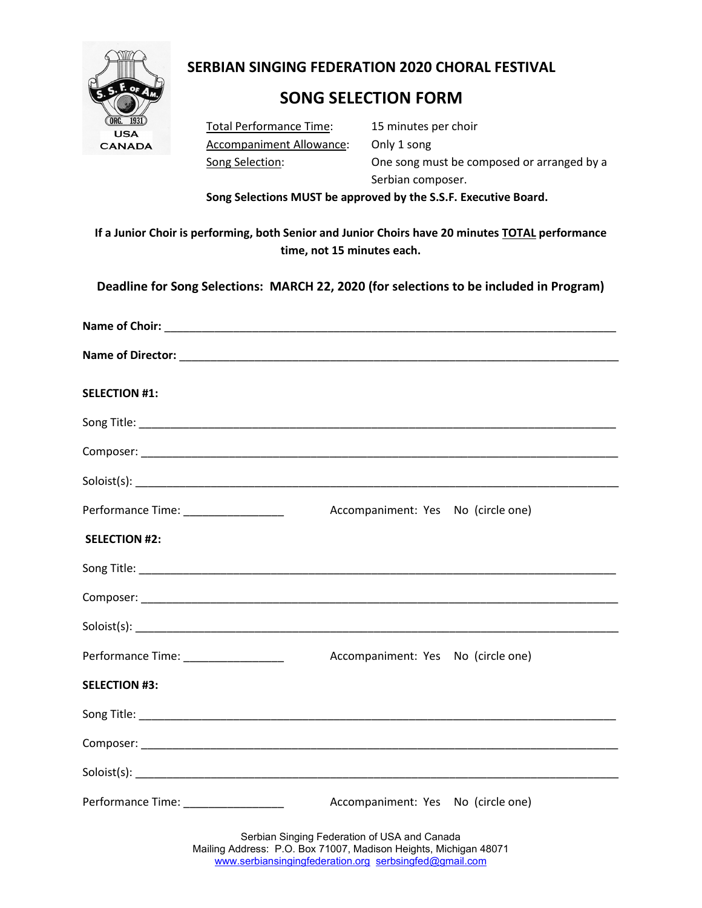S. S. F. OF AM.
ORG. 1931
USA
CANADA

# SERBIAN SINGING FEDERATION 2020 CHORAL FESTIVAL

## SONG SELECTION FORM

| | |
|---|---|
| Total Performance Time: | 15 minutes per choir |
| Accompaniment Allowance: | Only 1 song |
| Song Selection: | One song must be composed or arranged by a Serbian composer. |

**Song Selections MUST be approved by the S.S.F. Executive Board.**

**If a Junior Choir is performing, both Senior and Junior Choirs have 20 minutes TOTAL performance time, not 15 minutes each.**

**Deadline for Song Selections: MARCH 22, 2020 (for selections to be included in Program)**

**Name of Choir:** ___________________________________________

**Name of Director:** ___________________________________________

**SELECTION #1:**

Song Title: ___________________________________________

Composer: ___________________________________________

Soloist(s): ___________________________________________

Performance Time: ________________ Accompaniment: Yes No (circle one)

**SELECTION #2:**

Song Title: ___________________________________________

Composer: ___________________________________________

Soloist(s): ___________________________________________

Performance Time: ________________ Accompaniment: Yes No (circle one)

**SELECTION #3:**

Song Title: ___________________________________________

Composer: ___________________________________________

Soloist(s): ___________________________________________

Performance Time: ________________ Accompaniment: Yes No (circle one)

Serbian Singing Federation of USA and Canada
Mailing Address: P.O. Box 71007, Madison Heights, Michigan 48071
www.serbiansingingfederation.org serbsingfed@gmail.com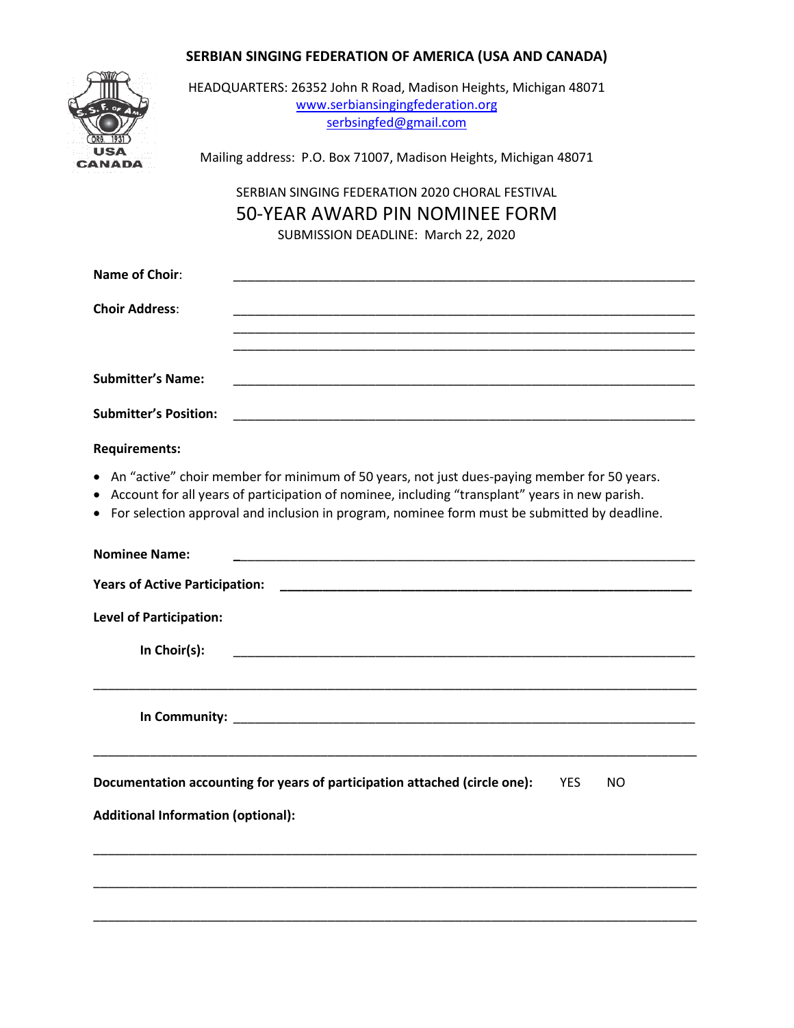## SERBIAN SINGING FEDERATION OF AMERICA (USA AND CANADA)

HEADQUARTERS: 26352 John R Road, Madison Heights, Michigan 48071
www.serbiansingingfederation.org
serbsingfed@gmail.com

Mailing address: P.O. Box 71007, Madison Heights, Michigan 48071

SERBIAN SINGING FEDERATION 2020 CHORAL FESTIVAL

# 50-YEAR AWARD PIN NOMINEE FORM

SUBMISSION DEADLINE: March 22, 2020

**Name of Choir**: ____________________________________________

**Choir Address**: ____________________________________________

____________________________________________

____________________________________________

**Submitter's Name:** ____________________________________________

**Submitter's Position:** ____________________________________________

**Requirements:**

- An "active" choir member for minimum of 50 years, not just dues-paying member for 50 years.
- Account for all years of participation of nominee, including "transplant" years in new parish.
- For selection approval and inclusion in program, nominee form must be submitted by deadline.

**Nominee Name:** ____________________________________________

**Years of Active Participation:** ____________________________________________

**Level of Participation:**

**In Choir(s):** ____________________________________________

____________________________________________

**In Community:** ____________________________________________

____________________________________________

**Documentation accounting for years of participation attached (circle one):** YES NO

**Additional Information (optional):**

____________________________________________

____________________________________________

____________________________________________